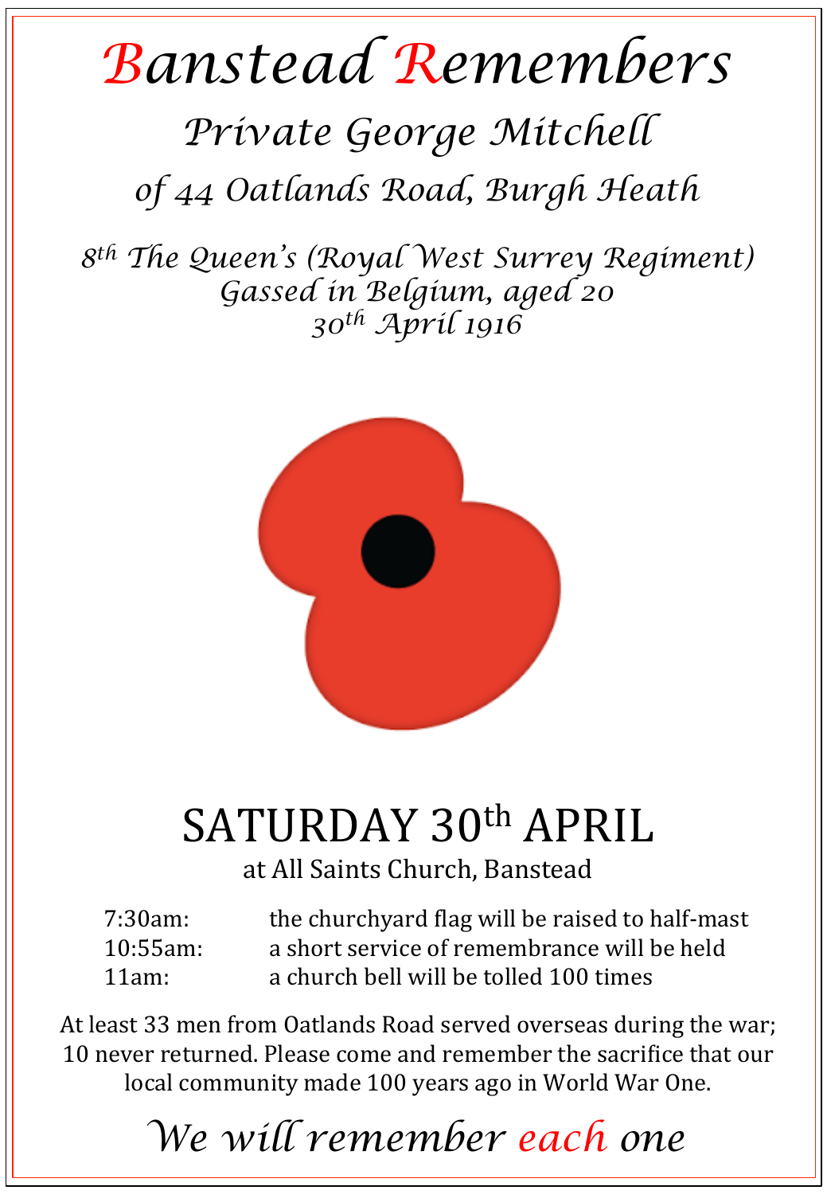# Banstead Remembers

## *Private George Mitchell*

## *of 44 Oatlands Road, Burgh Heath*

*8th The Queen's (Royal West Surrey Regiment)*
*Gassed in Belgium, aged 20*
*30th April 1916*

## SATURDAY 30th APRIL

at All Saints Church, Banstead

| | |
|---|---|
| 7:30am: | the churchyard flag will be raised to half-mast |
| 10:55am: | a short service of remembrance will be held |
| 11am: | a church bell will be tolled 100 times |

At least 33 men from Oatlands Road served overseas during the war; 10 never returned. Please come and remember the sacrifice that our local community made 100 years ago in World War One.

*We will remember each one*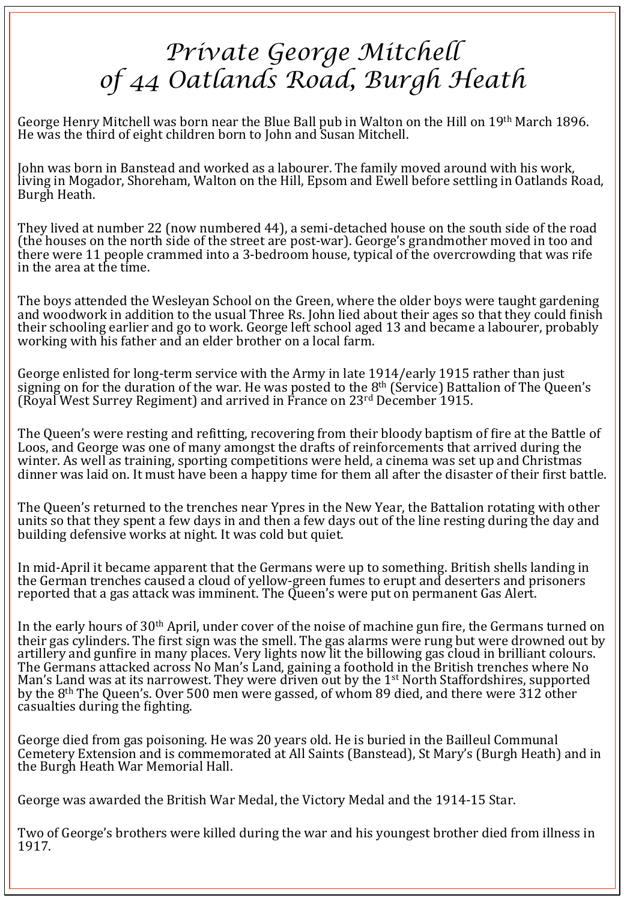# Private George Mitchell of 44 Oatlands Road, Burgh Heath

George Henry Mitchell was born near the Blue Ball pub in Walton on the Hill on 19th March 1896. He was the third of eight children born to John and Susan Mitchell.

John was born in Banstead and worked as a labourer. The family moved around with his work, living in Mogador, Shoreham, Walton on the Hill, Epsom and Ewell before settling in Oatlands Road, Burgh Heath.

They lived at number 22 (now numbered 44), a semi-detached house on the south side of the road (the houses on the north side of the street are post-war). George's grandmother moved in too and there were 11 people crammed into a 3-bedroom house, typical of the overcrowding that was rife in the area at the time.

The boys attended the Wesleyan School on the Green, where the older boys were taught gardening and woodwork in addition to the usual Three Rs. John lied about their ages so that they could finish their schooling earlier and go to work. George left school aged 13 and became a labourer, probably working with his father and an elder brother on a local farm.

George enlisted for long-term service with the Army in late 1914/early 1915 rather than just signing on for the duration of the war. He was posted to the 8th (Service) Battalion of The Queen's (Royal West Surrey Regiment) and arrived in France on 23rd December 1915.

The Queen's were resting and refitting, recovering from their bloody baptism of fire at the Battle of Loos, and George was one of many amongst the drafts of reinforcements that arrived during the winter. As well as training, sporting competitions were held, a cinema was set up and Christmas dinner was laid on. It must have been a happy time for them all after the disaster of their first battle.

The Queen's returned to the trenches near Ypres in the New Year, the Battalion rotating with other units so that they spent a few days in and then a few days out of the line resting during the day and building defensive works at night. It was cold but quiet.

In mid-April it became apparent that the Germans were up to something. British shells landing in the German trenches caused a cloud of yellow-green fumes to erupt and deserters and prisoners reported that a gas attack was imminent. The Queen's were put on permanent Gas Alert.

In the early hours of 30th April, under cover of the noise of machine gun fire, the Germans turned on their gas cylinders. The first sign was the smell. The gas alarms were rung but were drowned out by artillery and gunfire in many places. Very lights now lit the billowing gas cloud in brilliant colours. The Germans attacked across No Man's Land, gaining a foothold in the British trenches where No Man's Land was at its narrowest. They were driven out by the 1st North Staffordshires, supported by the 8th The Queen's. Over 500 men were gassed, of whom 89 died, and there were 312 other casualties during the fighting.

George died from gas poisoning. He was 20 years old. He is buried in the Bailleul Communal Cemetery Extension and is commemorated at All Saints (Banstead), St Mary's (Burgh Heath) and in the Burgh Heath War Memorial Hall.

George was awarded the British War Medal, the Victory Medal and the 1914-15 Star.

Two of George's brothers were killed during the war and his youngest brother died from illness in 1917.